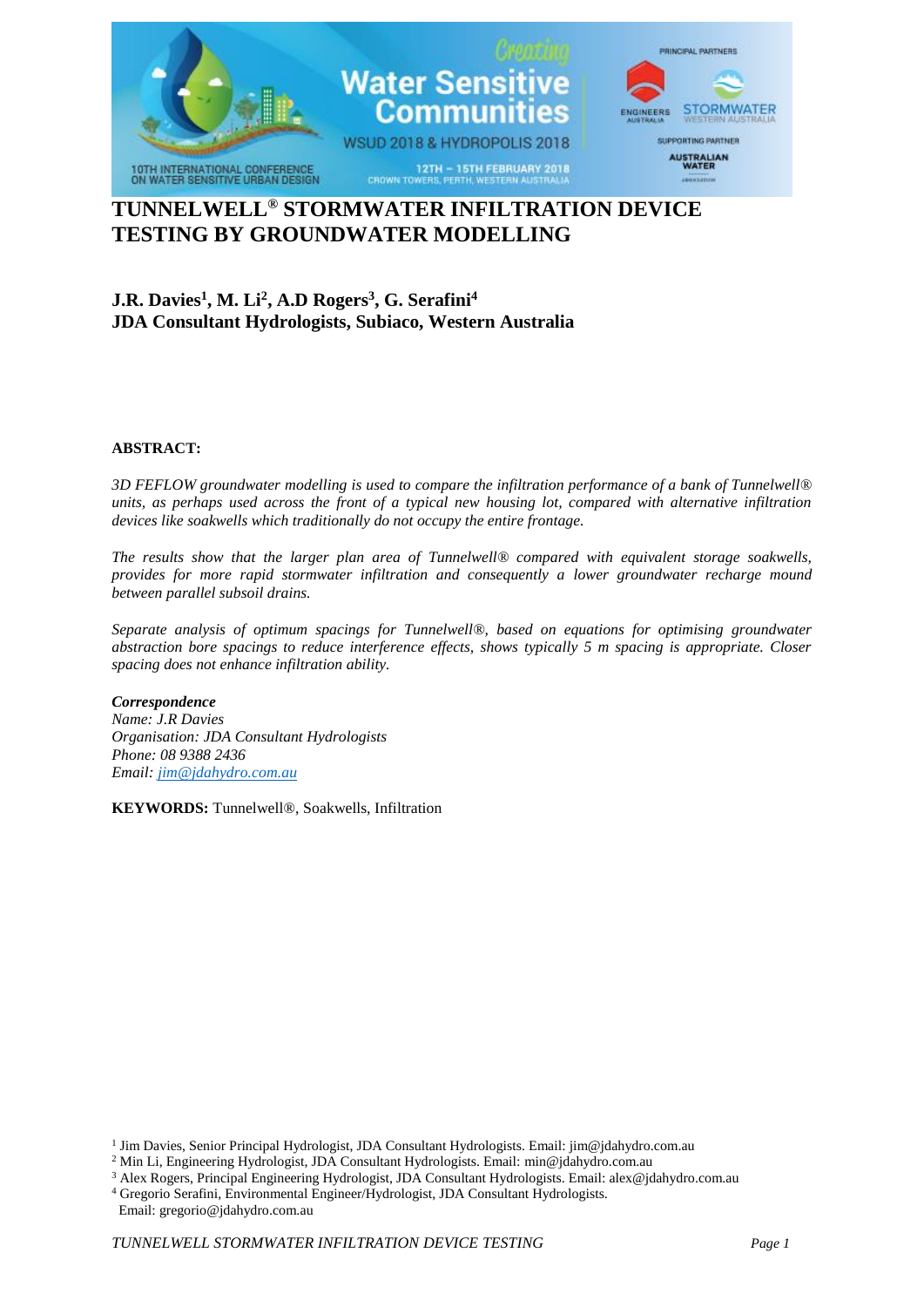# TUNNELWELL® STORMWATER INFILTRATION DEVICE TESTING BY GROUNDWATER MODELLING

**J.R. Davies[1], M. Li[2], A.D Rogers[3], G. Serafini[4]**
**JDA Consultant Hydrologists, Subiaco, Western Australia**

**ABSTRACT:**

*3D FEFLOW groundwater modelling is used to compare the infiltration performance of a bank of Tunnelwell® units, as perhaps used across the front of a typical new housing lot, compared with alternative infiltration devices like soakwells which traditionally do not occupy the entire frontage.*

*The results show that the larger plan area of Tunnelwell® compared with equivalent storage soakwells, provides for more rapid stormwater infiltration and consequently a lower groundwater recharge mound between parallel subsoil drains.*

*Separate analysis of optimum spacings for Tunnelwell®, based on equations for optimising groundwater abstraction bore spacings to reduce interference effects, shows typically 5 m spacing is appropriate. Closer spacing does not enhance infiltration ability.*

***Correspondence***
*Name: J.R Davies*
*Organisation: JDA Consultant Hydrologists*
*Phone: 08 9388 2436*
*Email: jim@jdahydro.com.au*

**KEYWORDS:** Tunnelwell®, Soakwells, Infiltration

[1] Jim Davies, Senior Principal Hydrologist, JDA Consultant Hydrologists. Email: jim@jdahydro.com.au
[2] Min Li, Engineering Hydrologist, JDA Consultant Hydrologists. Email: min@jdahydro.com.au
[3] Alex Rogers, Principal Engineering Hydrologist, JDA Consultant Hydrologists. Email: alex@jdahydro.com.au
[4] Gregorio Serafini, Environmental Engineer/Hydrologist, JDA Consultant Hydrologists. Email: gregorio@jdahydro.com.au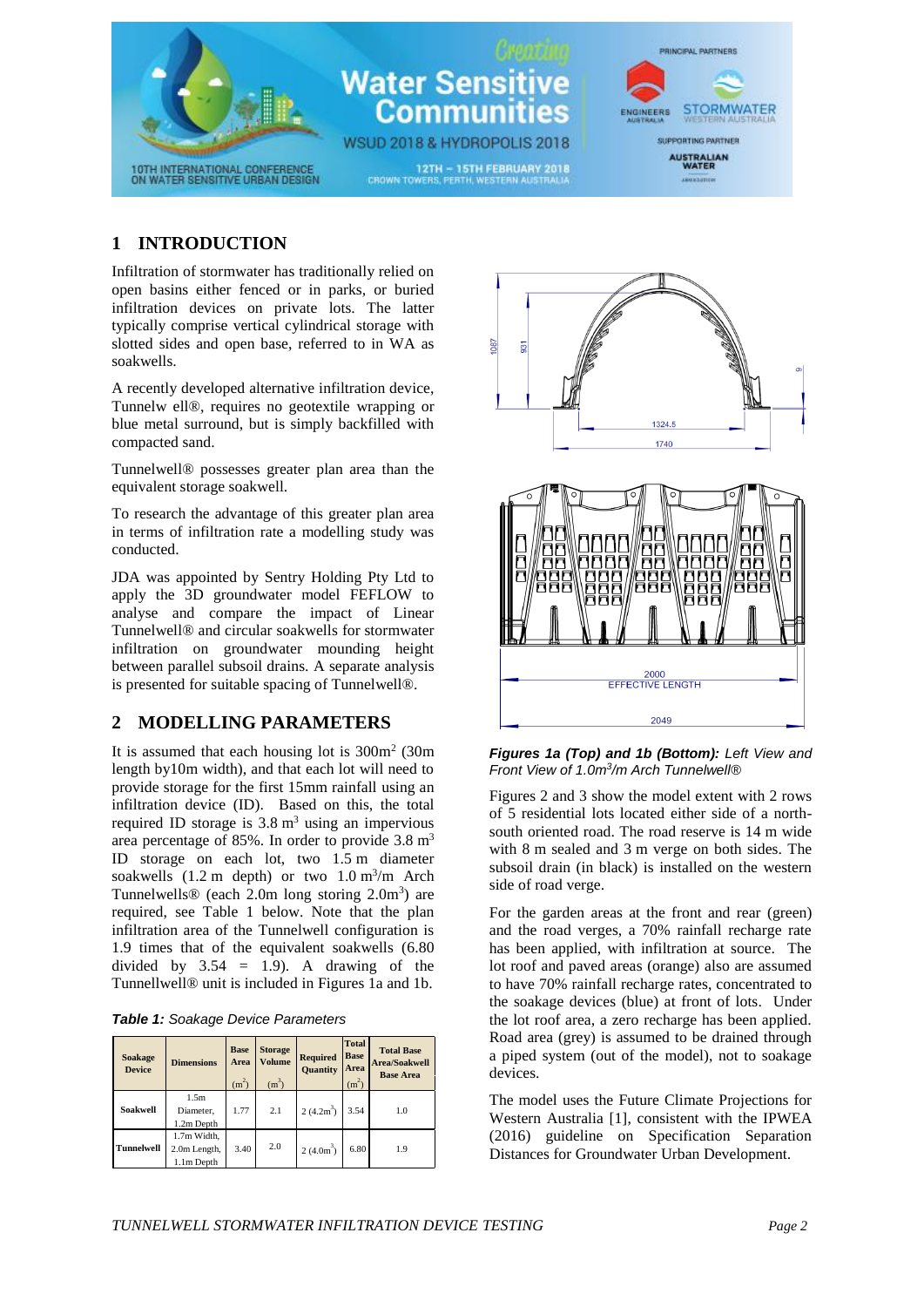## 1 INTRODUCTION

Infiltration of stormwater has traditionally relied on open basins either fenced or in parks, or buried infiltration devices on private lots. The latter typically comprise vertical cylindrical storage with slotted sides and open base, referred to in WA as soakwells.

A recently developed alternative infiltration device, Tunnelw ell®, requires no geotextile wrapping or blue metal surround, but is simply backfilled with compacted sand.

Tunnelwell® possesses greater plan area than the equivalent storage soakwell.

To research the advantage of this greater plan area in terms of infiltration rate a modelling study was conducted.

JDA was appointed by Sentry Holding Pty Ltd to apply the 3D groundwater model FEFLOW to analyse and compare the impact of Linear Tunnelwell® and circular soakwells for stormwater infiltration on groundwater mounding height between parallel subsoil drains. A separate analysis is presented for suitable spacing of Tunnelwell®.

## 2 MODELLING PARAMETERS

It is assumed that each housing lot is 300m$^2$ (30m length by10m width), and that each lot will need to provide storage for the first 15mm rainfall using an infiltration device (ID). Based on this, the total required ID storage is 3.8 m$^3$ using an impervious area percentage of 85%. In order to provide 3.8 m$^3$ ID storage on each lot, two 1.5 m diameter soakwells (1.2 m depth) or two 1.0 m$^3$/m Arch Tunnelwells® (each 2.0m long storing 2.0m$^3$) are required, see Table 1 below. Note that the plan infiltration area of the Tunnelwell configuration is 1.9 times that of the equivalent soakwells (6.80 divided by 3.54 = 1.9). A drawing of the Tunnellwell® unit is included in Figures 1a and 1b.

***Table 1:*** *Soakage Device Parameters*

| Soakage Device | Dimensions | Base Area (m$^2$) | Storage Volume (m$^3$) | Required Quantity | Total Base Area (m$^2$) | Total Base Area/Soakwell Base Area |
|---|---|---|---|---|---|---|
| Soakwell | 1.5m Diameter, 1.2m Depth | 1.77 | 2.1 | 2 (4.2m$^3$) | 3.54 | 1.0 |
| Tunnelwell | 1.7m Width, 2.0m Length, 1.1m Depth | 3.40 | 2.0 | 2 (4.0m$^3$) | 6.80 | 1.9 |

***Figures 1a (Top) and 1b (Bottom):*** *Left View and Front View of 1.0m$^3$/m Arch Tunnelwell®*

Figures 2 and 3 show the model extent with 2 rows of 5 residential lots located either side of a north-south oriented road. The road reserve is 14 m wide with 8 m sealed and 3 m verge on both sides. The subsoil drain (in black) is installed on the western side of road verge.

For the garden areas at the front and rear (green) and the road verges, a 70% rainfall recharge rate has been applied, with infiltration at source. The lot roof and paved areas (orange) also are assumed to have 70% rainfall recharge rates, concentrated to the soakage devices (blue) at front of lots. Under the lot roof area, a zero recharge has been applied. Road area (grey) is assumed to be drained through a piped system (out of the model), not to soakage devices.

The model uses the Future Climate Projections for Western Australia [1], consistent with the IPWEA (2016) guideline on Specification Separation Distances for Groundwater Urban Development.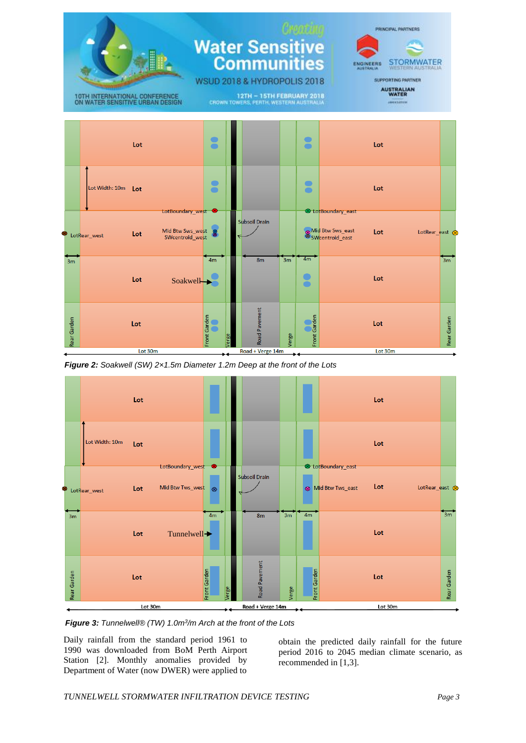*Figure 2: Soakwell (SW) 2×1.5m Diameter 1.2m Deep at the front of the Lots*

*Figure 3: Tunnelwell® (TW) 1.0m³/m Arch at the front of the Lots*

Daily rainfall from the standard period 1961 to 1990 was downloaded from BoM Perth Airport Station [2]. Monthly anomalies provided by Department of Water (now DWER) were applied to obtain the predicted daily rainfall for the future period 2016 to 2045 median climate scenario, as recommended in [1,3].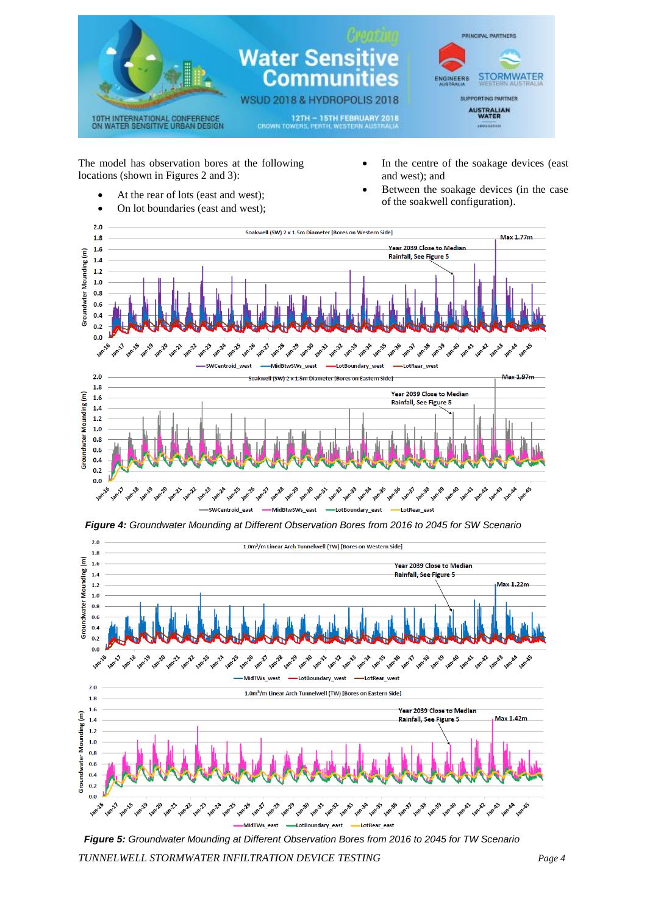The model has observation bores at the following locations (shown in Figures 2 and 3):

- At the rear of lots (east and west);
- On lot boundaries (east and west);
- In the centre of the soakage devices (east and west); and
- Between the soakage devices (in the case of the soakwell configuration).

***Figure 4:*** *Groundwater Mounding at Different Observation Bores from 2016 to 2045 for SW Scenario*

***Figure 5:*** *Groundwater Mounding at Different Observation Bores from 2016 to 2045 for TW Scenario*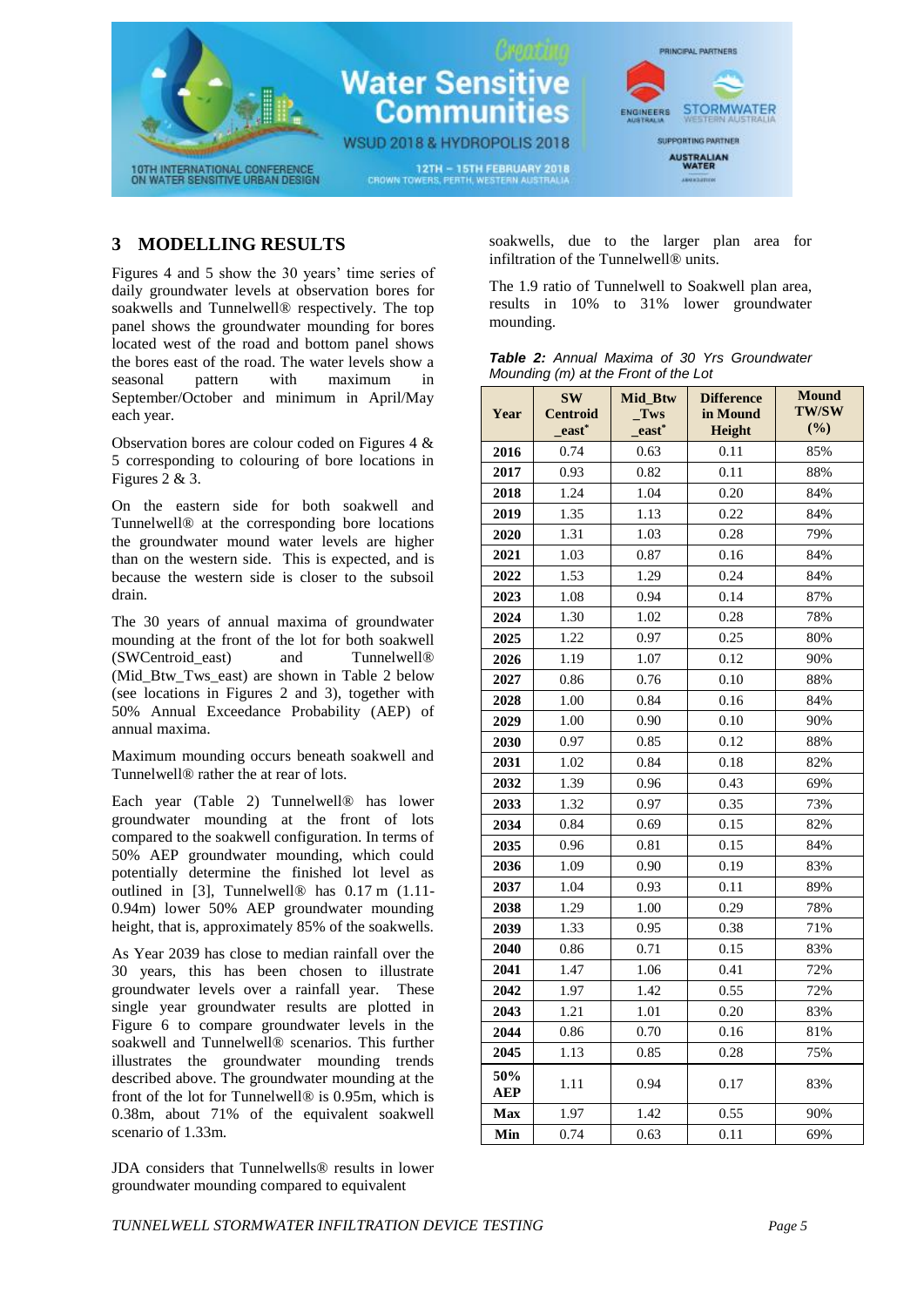## 3 MODELLING RESULTS

Figures 4 and 5 show the 30 years' time series of daily groundwater levels at observation bores for soakwells and Tunnelwell® respectively. The top panel shows the groundwater mounding for bores located west of the road and bottom panel shows the bores east of the road. The water levels show a seasonal pattern with maximum in September/October and minimum in April/May each year.

Observation bores are colour coded on Figures 4 & 5 corresponding to colouring of bore locations in Figures 2 & 3.

On the eastern side for both soakwell and Tunnelwell® at the corresponding bore locations the groundwater mound water levels are higher than on the western side. This is expected, and is because the western side is closer to the subsoil drain.

The 30 years of annual maxima of groundwater mounding at the front of the lot for both soakwell (SWCentroid_east) and Tunnelwell® (Mid_Btw_Tws_east) are shown in Table 2 below (see locations in Figures 2 and 3), together with 50% Annual Exceedance Probability (AEP) of annual maxima.

Maximum mounding occurs beneath soakwell and Tunnelwell® rather the at rear of lots.

Each year (Table 2) Tunnelwell® has lower groundwater mounding at the front of lots compared to the soakwell configuration. In terms of 50% AEP groundwater mounding, which could potentially determine the finished lot level as outlined in [3], Tunnelwell® has 0.17 m (1.11-0.94m) lower 50% AEP groundwater mounding height, that is, approximately 85% of the soakwells.

As Year 2039 has close to median rainfall over the 30 years, this has been chosen to illustrate groundwater levels over a rainfall year. These single year groundwater results are plotted in Figure 6 to compare groundwater levels in the soakwell and Tunnelwell® scenarios. This further illustrates the groundwater mounding trends described above. The groundwater mounding at the front of the lot for Tunnelwell® is 0.95m, which is 0.38m, about 71% of the equivalent soakwell scenario of 1.33m.

JDA considers that Tunnelwells® results in lower groundwater mounding compared to equivalent soakwells, due to the larger plan area for infiltration of the Tunnelwell® units.

The 1.9 ratio of Tunnelwell to Soakwell plan area, results in 10% to 31% lower groundwater mounding.

***Table 2:*** *Annual Maxima of 30 Yrs Groundwater Mounding (m) at the Front of the Lot*

| Year | SW Centroid _east* | Mid_Btw _Tws _east* | Difference in Mound Height | Mound TW/SW (%) |
|---|---|---|---|---|
| **2016** | 0.74 | 0.63 | 0.11 | 85% |
| **2017** | 0.93 | 0.82 | 0.11 | 88% |
| **2018** | 1.24 | 1.04 | 0.20 | 84% |
| **2019** | 1.35 | 1.13 | 0.22 | 84% |
| **2020** | 1.31 | 1.03 | 0.28 | 79% |
| **2021** | 1.03 | 0.87 | 0.16 | 84% |
| **2022** | 1.53 | 1.29 | 0.24 | 84% |
| **2023** | 1.08 | 0.94 | 0.14 | 87% |
| **2024** | 1.30 | 1.02 | 0.28 | 78% |
| **2025** | 1.22 | 0.97 | 0.25 | 80% |
| **2026** | 1.19 | 1.07 | 0.12 | 90% |
| **2027** | 0.86 | 0.76 | 0.10 | 88% |
| **2028** | 1.00 | 0.84 | 0.16 | 84% |
| **2029** | 1.00 | 0.90 | 0.10 | 90% |
| **2030** | 0.97 | 0.85 | 0.12 | 88% |
| **2031** | 1.02 | 0.84 | 0.18 | 82% |
| **2032** | 1.39 | 0.96 | 0.43 | 69% |
| **2033** | 1.32 | 0.97 | 0.35 | 73% |
| **2034** | 0.84 | 0.69 | 0.15 | 82% |
| **2035** | 0.96 | 0.81 | 0.15 | 84% |
| **2036** | 1.09 | 0.90 | 0.19 | 83% |
| **2037** | 1.04 | 0.93 | 0.11 | 89% |
| **2038** | 1.29 | 1.00 | 0.29 | 78% |
| **2039** | 1.33 | 0.95 | 0.38 | 71% |
| **2040** | 0.86 | 0.71 | 0.15 | 83% |
| **2041** | 1.47 | 1.06 | 0.41 | 72% |
| **2042** | 1.97 | 1.42 | 0.55 | 72% |
| **2043** | 1.21 | 1.01 | 0.20 | 83% |
| **2044** | 0.86 | 0.70 | 0.16 | 81% |
| **2045** | 1.13 | 0.85 | 0.28 | 75% |
| **50% AEP** | 1.11 | 0.94 | 0.17 | 83% |
| **Max** | 1.97 | 1.42 | 0.55 | 90% |
| **Min** | 0.74 | 0.63 | 0.11 | 69% |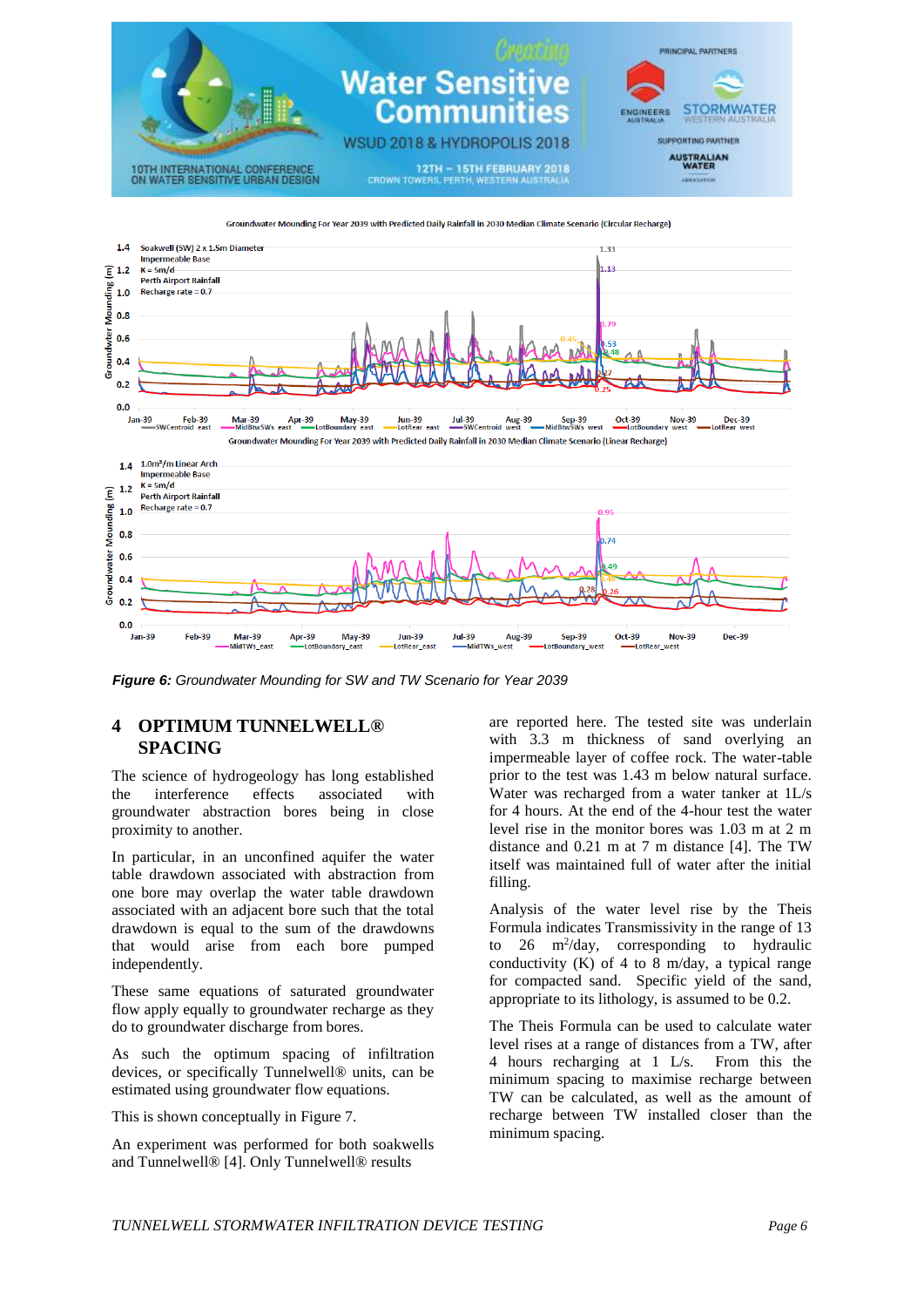*Figure 6: Groundwater Mounding for SW and TW Scenario for Year 2039*

## 4 OPTIMUM TUNNELWELL® SPACING

The science of hydrogeology has long established the interference effects associated with groundwater abstraction bores being in close proximity to another.

In particular, in an unconfined aquifer the water table drawdown associated with abstraction from one bore may overlap the water table drawdown associated with an adjacent bore such that the total drawdown is equal to the sum of the drawdowns that would arise from each bore pumped independently.

These same equations of saturated groundwater flow apply equally to groundwater recharge as they do to groundwater discharge from bores.

As such the optimum spacing of infiltration devices, or specifically Tunnelwell® units, can be estimated using groundwater flow equations.

This is shown conceptually in Figure 7.

An experiment was performed for both soakwells and Tunnelwell® [4]. Only Tunnelwell® results are reported here. The tested site was underlain with 3.3 m thickness of sand overlying an impermeable layer of coffee rock. The water-table prior to the test was 1.43 m below natural surface. Water was recharged from a water tanker at 1L/s for 4 hours. At the end of the 4-hour test the water level rise in the monitor bores was 1.03 m at 2 m distance and 0.21 m at 7 m distance [4]. The TW itself was maintained full of water after the initial filling.

Analysis of the water level rise by the Theis Formula indicates Transmissivity in the range of 13 to 26 $m^2$/day, corresponding to hydraulic conductivity (K) of 4 to 8 m/day, a typical range for compacted sand. Specific yield of the sand, appropriate to its lithology, is assumed to be 0.2.

The Theis Formula can be used to calculate water level rises at a range of distances from a TW, after 4 hours recharging at 1 L/s. From this the minimum spacing to maximise recharge between TW can be calculated, as well as the amount of recharge between TW installed closer than the minimum spacing.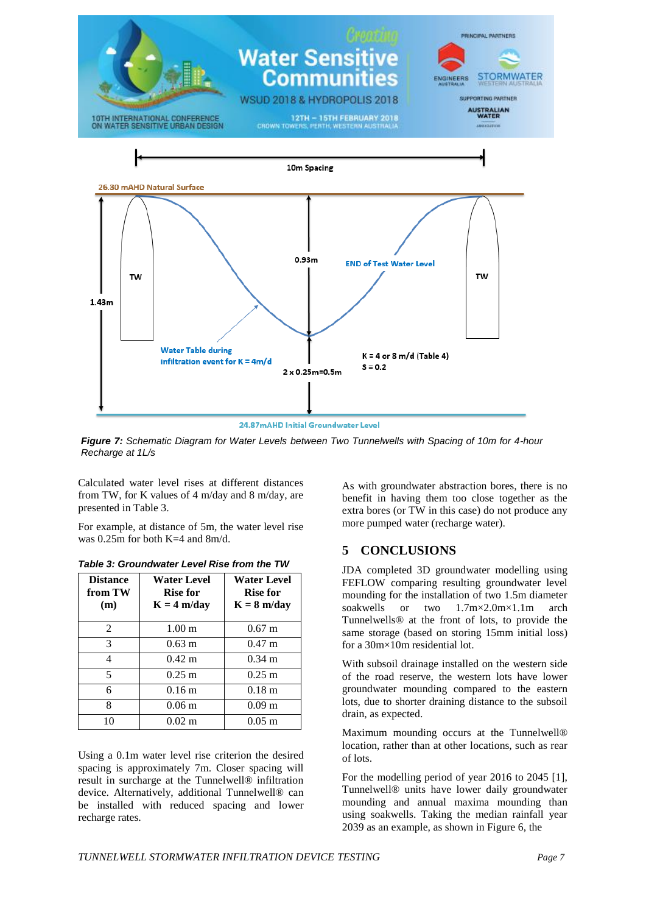10m Spacing

26.30 mAHD Natural Surface

0.93m

END of Test Water Level

TW

TW

1.43m

Water Table during infiltration event for K = 4m/d

K = 4 or 8 m/d (Table 4)
S = 0.2

2 x 0.25m=0.5m

24.87mAHD Initial Groundwater Level

***Figure 7:*** *Schematic Diagram for Water Levels between Two Tunnelwells with Spacing of 10m for 4-hour Recharge at 1L/s*

Calculated water level rises at different distances from TW, for K values of 4 m/day and 8 m/day, are presented in Table 3.

For example, at distance of 5m, the water level rise was 0.25m for both K=4 and 8m/d.

***Table 3: Groundwater Level Rise from the TW***

| Distance from TW (m) | Water Level Rise for K = 4 m/day | Water Level Rise for K = 8 m/day |
|---|---|---|
| 2 | 1.00 m | 0.67 m |
| 3 | 0.63 m | 0.47 m |
| 4 | 0.42 m | 0.34 m |
| 5 | 0.25 m | 0.25 m |
| 6 | 0.16 m | 0.18 m |
| 8 | 0.06 m | 0.09 m |
| 10 | 0.02 m | 0.05 m |

Using a 0.1m water level rise criterion the desired spacing is approximately 7m. Closer spacing will result in surcharge at the Tunnelwell® infiltration device. Alternatively, additional Tunnelwell® can be installed with reduced spacing and lower recharge rates.

As with groundwater abstraction bores, there is no benefit in having them too close together as the extra bores (or TW in this case) do not produce any more pumped water (recharge water).

## 5 CONCLUSIONS

JDA completed 3D groundwater modelling using FEFLOW comparing resulting groundwater level mounding for the installation of two 1.5m diameter soakwells or two 1.7m×2.0m×1.1m arch Tunnelwells® at the front of lots, to provide the same storage (based on storing 15mm initial loss) for a 30m×10m residential lot.

With subsoil drainage installed on the western side of the road reserve, the western lots have lower groundwater mounding compared to the eastern lots, due to shorter draining distance to the subsoil drain, as expected.

Maximum mounding occurs at the Tunnelwell® location, rather than at other locations, such as rear of lots.

For the modelling period of year 2016 to 2045 [1], Tunnelwell® units have lower daily groundwater mounding and annual maxima mounding than using soakwells. Taking the median rainfall year 2039 as an example, as shown in Figure 6, the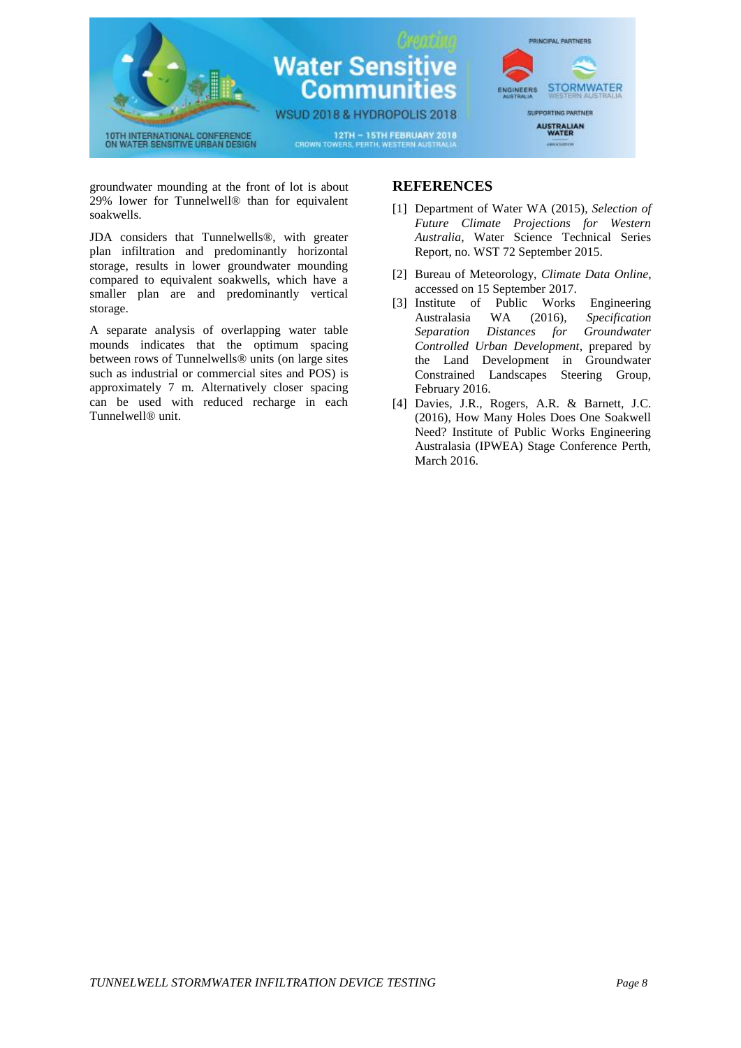groundwater mounding at the front of lot is about 29% lower for Tunnelwell® than for equivalent soakwells.

JDA considers that Tunnelwells®, with greater plan infiltration and predominantly horizontal storage, results in lower groundwater mounding compared to equivalent soakwells, which have a smaller plan are and predominantly vertical storage.

A separate analysis of overlapping water table mounds indicates that the optimum spacing between rows of Tunnelwells® units (on large sites such as industrial or commercial sites and POS) is approximately 7 m. Alternatively closer spacing can be used with reduced recharge in each Tunnelwell® unit.

## REFERENCES

[1] Department of Water WA (2015), *Selection of Future Climate Projections for Western Australia*, Water Science Technical Series Report, no. WST 72 September 2015.

[2] Bureau of Meteorology, *Climate Data Online*, accessed on 15 September 2017.

[3] Institute of Public Works Engineering Australasia WA (2016), *Specification Separation Distances for Groundwater Controlled Urban Development*, prepared by the Land Development in Groundwater Constrained Landscapes Steering Group, February 2016.

[4] Davies, J.R., Rogers, A.R. & Barnett, J.C. (2016), How Many Holes Does One Soakwell Need? Institute of Public Works Engineering Australasia (IPWEA) Stage Conference Perth, March 2016.